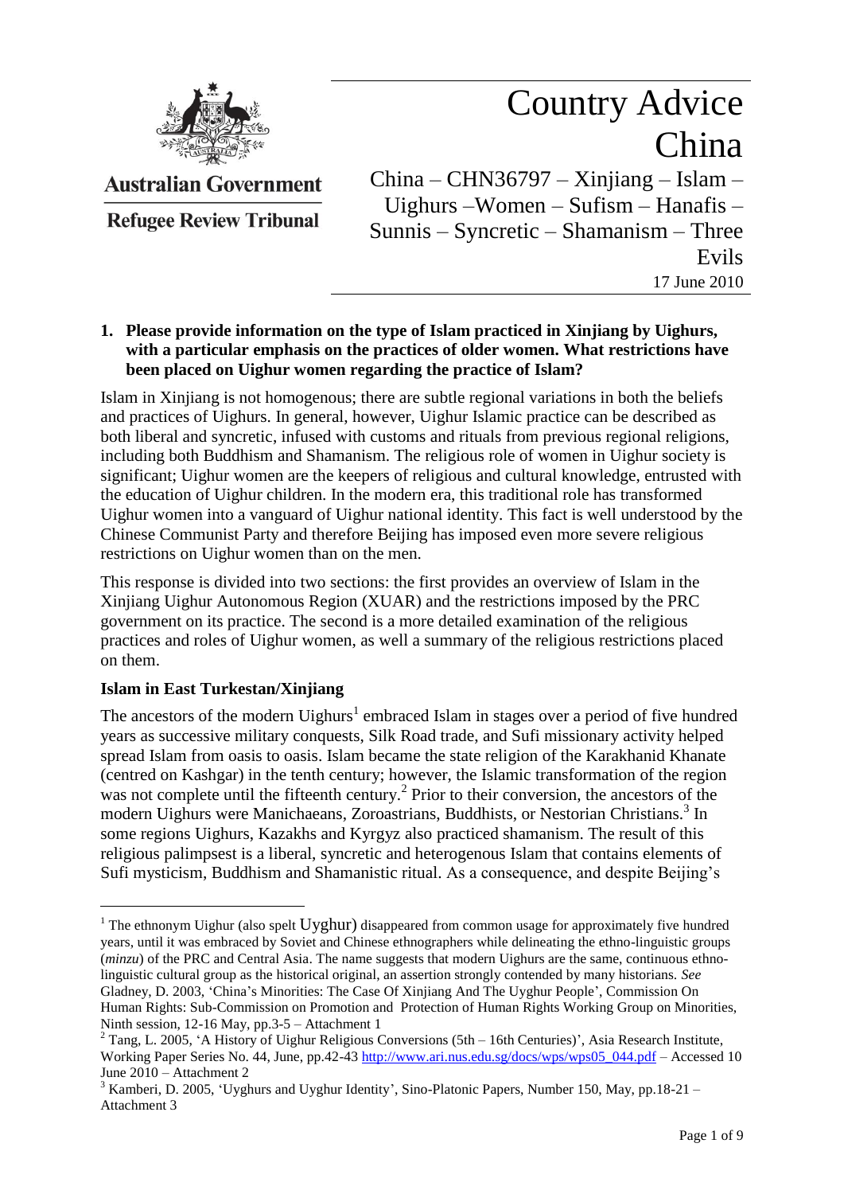Australian Government

Refugee Review Tribunal

# Country Advice China

China – CHN36797 – Xinjiang – Islam – Uighurs –Women – Sufism – Hanafis – Sunnis – Syncretic – Shamanism – Three Evils

17 June 2010

**1. Please provide information on the type of Islam practiced in Xinjiang by Uighurs, with a particular emphasis on the practices of older women. What restrictions have been placed on Uighur women regarding the practice of Islam?**

Islam in Xinjiang is not homogenous; there are subtle regional variations in both the beliefs and practices of Uighurs. In general, however, Uighur Islamic practice can be described as both liberal and syncretic, infused with customs and rituals from previous regional religions, including both Buddhism and Shamanism. The religious role of women in Uighur society is significant; Uighur women are the keepers of religious and cultural knowledge, entrusted with the education of Uighur children. In the modern era, this traditional role has transformed Uighur women into a vanguard of Uighur national identity. This fact is well understood by the Chinese Communist Party and therefore Beijing has imposed even more severe religious restrictions on Uighur women than on the men.

This response is divided into two sections: the first provides an overview of Islam in the Xinjiang Uighur Autonomous Region (XUAR) and the restrictions imposed by the PRC government on its practice. The second is a more detailed examination of the religious practices and roles of Uighur women, as well a summary of the religious restrictions placed on them.

**Islam in East Turkestan/Xinjiang**

The ancestors of the modern Uighurs[1] embraced Islam in stages over a period of five hundred years as successive military conquests, Silk Road trade, and Sufi missionary activity helped spread Islam from oasis to oasis. Islam became the state religion of the Karakhanid Khanate (centred on Kashgar) in the tenth century; however, the Islamic transformation of the region was not complete until the fifteenth century.[2] Prior to their conversion, the ancestors of the modern Uighurs were Manichaeans, Zoroastrians, Buddhists, or Nestorian Christians.[3] In some regions Uighurs, Kazakhs and Kyrgyz also practiced shamanism. The result of this religious palimpsest is a liberal, syncretic and heterogenous Islam that contains elements of Sufi mysticism, Buddhism and Shamanistic ritual. As a consequence, and despite Beijing's

---

[1] The ethnonym Uighur (also spelt Uyghur) disappeared from common usage for approximately five hundred years, until it was embraced by Soviet and Chinese ethnographers while delineating the ethno-linguistic groups (*minzu*) of the PRC and Central Asia. The name suggests that modern Uighurs are the same, continuous ethno-linguistic cultural group as the historical original, an assertion strongly contended by many historians. *See* Gladney, D. 2003, 'China's Minorities: The Case Of Xinjiang And The Uyghur People', Commission On Human Rights: Sub-Commission on Promotion and Protection of Human Rights Working Group on Minorities, Ninth session, 12-16 May, pp.3-5 – Attachment 1

[2] Tang, L. 2005, 'A History of Uighur Religious Conversions (5th – 16th Centuries)', Asia Research Institute, Working Paper Series No. 44, June, pp.42-43 http://www.ari.nus.edu.sg/docs/wps/wps05_044.pdf – Accessed 10 June 2010 – Attachment 2

[3] Kamberi, D. 2005, 'Uyghurs and Uyghur Identity', Sino-Platonic Papers, Number 150, May, pp.18-21 – Attachment 3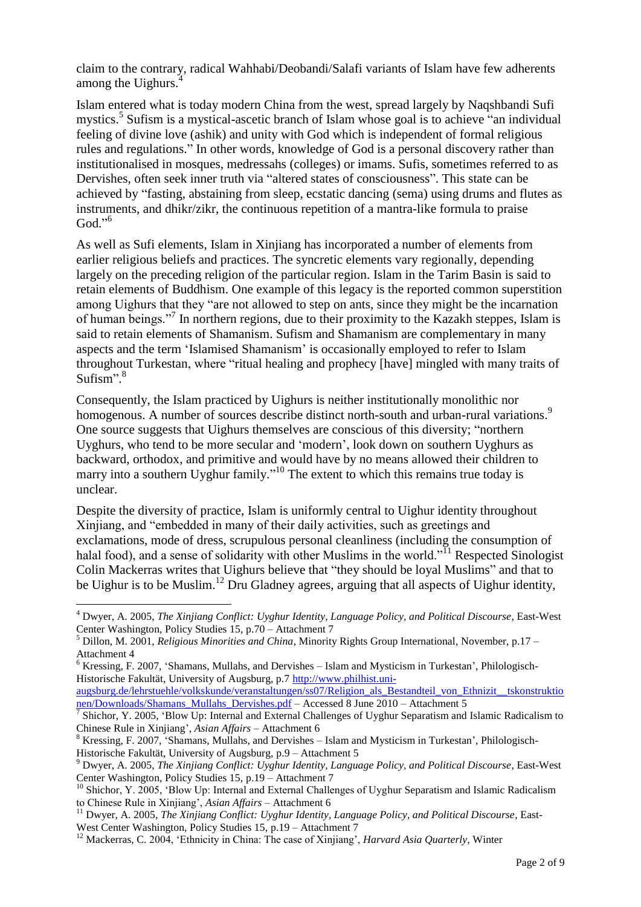claim to the contrary, radical Wahhabi/Deobandi/Salafi variants of Islam have few adherents among the Uighurs.[4]

Islam entered what is today modern China from the west, spread largely by Naqshbandi Sufi mystics.[5] Sufism is a mystical-ascetic branch of Islam whose goal is to achieve "an individual feeling of divine love (ashik) and unity with God which is independent of formal religious rules and regulations." In other words, knowledge of God is a personal discovery rather than institutionalised in mosques, medressahs (colleges) or imams. Sufis, sometimes referred to as Dervishes, often seek inner truth via "altered states of consciousness". This state can be achieved by "fasting, abstaining from sleep, ecstatic dancing (sema) using drums and flutes as instruments, and dhikr/zikr, the continuous repetition of a mantra-like formula to praise God."[6]

As well as Sufi elements, Islam in Xinjiang has incorporated a number of elements from earlier religious beliefs and practices. The syncretic elements vary regionally, depending largely on the preceding religion of the particular region. Islam in the Tarim Basin is said to retain elements of Buddhism. One example of this legacy is the reported common superstition among Uighurs that they "are not allowed to step on ants, since they might be the incarnation of human beings."[7] In northern regions, due to their proximity to the Kazakh steppes, Islam is said to retain elements of Shamanism. Sufism and Shamanism are complementary in many aspects and the term 'Islamised Shamanism' is occasionally employed to refer to Islam throughout Turkestan, where "ritual healing and prophecy [have] mingled with many traits of Sufism".[8]

Consequently, the Islam practiced by Uighurs is neither institutionally monolithic nor homogenous. A number of sources describe distinct north-south and urban-rural variations.[9] One source suggests that Uighurs themselves are conscious of this diversity; "northern Uyghurs, who tend to be more secular and 'modern', look down on southern Uyghurs as backward, orthodox, and primitive and would have by no means allowed their children to marry into a southern Uyghur family."[10] The extent to which this remains true today is unclear.

Despite the diversity of practice, Islam is uniformly central to Uighur identity throughout Xinjiang, and "embedded in many of their daily activities, such as greetings and exclamations, mode of dress, scrupulous personal cleanliness (including the consumption of halal food), and a sense of solidarity with other Muslims in the world."[11] Respected Sinologist Colin Mackerras writes that Uighurs believe that "they should be loyal Muslims" and that to be Uighur is to be Muslim.[12] Dru Gladney agrees, arguing that all aspects of Uighur identity,

---

[4] Dwyer, A. 2005, *The Xinjiang Conflict: Uyghur Identity, Language Policy, and Political Discourse*, East-West Center Washington, Policy Studies 15, p.70 – Attachment 7

[5] Dillon, M. 2001, *Religious Minorities and China*, Minority Rights Group International, November, p.17 – Attachment 4

[6] Kressing, F. 2007, 'Shamans, Mullahs, and Dervishes – Islam and Mysticism in Turkestan', Philologisch-Historische Fakultät, University of Augsburg, p.7 http://www.philhist.uni-augsburg.de/lehrstuehle/volkskunde/veranstaltungen/ss07/Religion_als_Bestandteil_von_Ethnizit__tskonstruktionen/Downloads/Shamans_Mullahs_Dervishes.pdf – Accessed 8 June 2010 – Attachment 5

[7] Shichor, Y. 2005, 'Blow Up: Internal and External Challenges of Uyghur Separatism and Islamic Radicalism to Chinese Rule in Xinjiang', *Asian Affairs* – Attachment 6

[8] Kressing, F. 2007, 'Shamans, Mullahs, and Dervishes – Islam and Mysticism in Turkestan', Philologisch-Historische Fakultät, University of Augsburg, p.9 – Attachment 5

[9] Dwyer, A. 2005, *The Xinjiang Conflict: Uyghur Identity, Language Policy, and Political Discourse*, East-West Center Washington, Policy Studies 15, p.19 – Attachment 7

[10] Shichor, Y. 2005, 'Blow Up: Internal and External Challenges of Uyghur Separatism and Islamic Radicalism to Chinese Rule in Xinjiang', *Asian Affairs* – Attachment 6

[11] Dwyer, A. 2005, *The Xinjiang Conflict: Uyghur Identity, Language Policy, and Political Discourse*, East-West Center Washington, Policy Studies 15, p.19 – Attachment 7

[12] Mackerras, C. 2004, 'Ethnicity in China: The case of Xinjiang', *Harvard Asia Quarterly*, Winter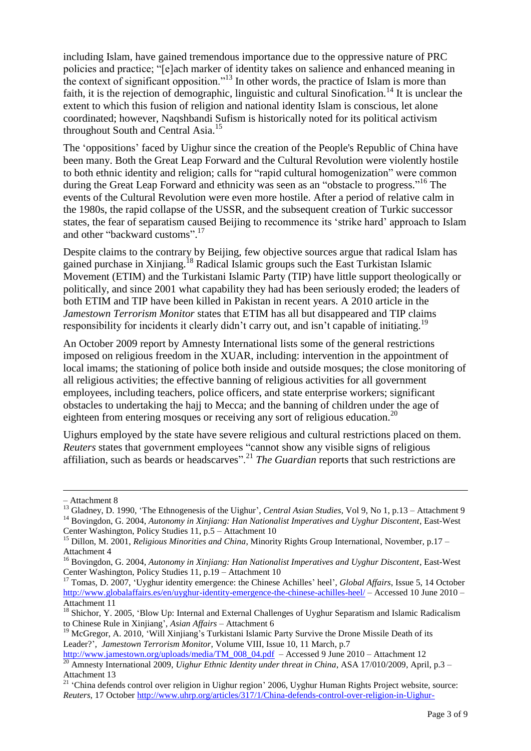including Islam, have gained tremendous importance due to the oppressive nature of PRC policies and practice; "[e]ach marker of identity takes on salience and enhanced meaning in the context of significant opposition."[13] In other words, the practice of Islam is more than faith, it is the rejection of demographic, linguistic and cultural Sinofication.[14] It is unclear the extent to which this fusion of religion and national identity Islam is conscious, let alone coordinated; however, Naqshbandi Sufism is historically noted for its political activism throughout South and Central Asia.[15]

The 'oppositions' faced by Uighur since the creation of the People's Republic of China have been many. Both the Great Leap Forward and the Cultural Revolution were violently hostile to both ethnic identity and religion; calls for "rapid cultural homogenization" were common during the Great Leap Forward and ethnicity was seen as an "obstacle to progress."[16] The events of the Cultural Revolution were even more hostile. After a period of relative calm in the 1980s, the rapid collapse of the USSR, and the subsequent creation of Turkic successor states, the fear of separatism caused Beijing to recommence its 'strike hard' approach to Islam and other "backward customs".[17]

Despite claims to the contrary by Beijing, few objective sources argue that radical Islam has gained purchase in Xinjiang.[18] Radical Islamic groups such the East Turkistan Islamic Movement (ETIM) and the Turkistani Islamic Party (TIP) have little support theologically or politically, and since 2001 what capability they had has been seriously eroded; the leaders of both ETIM and TIP have been killed in Pakistan in recent years. A 2010 article in the *Jamestown Terrorism Monitor* states that ETIM has all but disappeared and TIP claims responsibility for incidents it clearly didn't carry out, and isn't capable of initiating.[19]

An October 2009 report by Amnesty International lists some of the general restrictions imposed on religious freedom in the XUAR, including: intervention in the appointment of local imams; the stationing of police both inside and outside mosques; the close monitoring of all religious activities; the effective banning of religious activities for all government employees, including teachers, police officers, and state enterprise workers; significant obstacles to undertaking the hajj to Mecca; and the banning of children under the age of eighteen from entering mosques or receiving any sort of religious education.[20]

Uighurs employed by the state have severe religious and cultural restrictions placed on them. *Reuters* states that government employees "cannot show any visible signs of religious affiliation, such as beards or headscarves".[21] *The Guardian* reports that such restrictions are

---

– Attachment 8

[13] Gladney, D. 1990, 'The Ethnogenesis of the Uighur', *Central Asian Studies*, Vol 9, No 1, p.13 – Attachment 9

[14] Bovingdon, G. 2004, *Autonomy in Xinjiang: Han Nationalist Imperatives and Uyghur Discontent*, East-West Center Washington, Policy Studies 11, p.5 – Attachment 10

[15] Dillon, M. 2001, *Religious Minorities and China*, Minority Rights Group International, November, p.17 – Attachment 4

[16] Bovingdon, G. 2004, *Autonomy in Xinjiang: Han Nationalist Imperatives and Uyghur Discontent*, East-West Center Washington, Policy Studies 11, p.19 – Attachment 10

[17] Tomas, D. 2007, 'Uyghur identity emergence: the Chinese Achilles' heel', *Global Affairs*, Issue 5, 14 October http://www.globalaffairs.es/en/uyghur-identity-emergence-the-chinese-achilles-heel/ – Accessed 10 June 2010 – Attachment 11

[18] Shichor, Y. 2005, 'Blow Up: Internal and External Challenges of Uyghur Separatism and Islamic Radicalism to Chinese Rule in Xinjiang', *Asian Affairs* – Attachment 6

[19] McGregor, A. 2010, 'Will Xinjiang's Turkistani Islamic Party Survive the Drone Missile Death of its Leader?', *Jamestown Terrorism Monitor*, Volume VIII, Issue 10, 11 March, p.7 http://www.jamestown.org/uploads/media/TM_008_04.pdf – Accessed 9 June 2010 – Attachment 12

[20] Amnesty International 2009, *Uighur Ethnic Identity under threat in China*, ASA 17/010/2009, April, p.3 – Attachment 13

[21] 'China defends control over religion in Uighur region' 2006, Uyghur Human Rights Project website, source: *Reuters*, 17 October http://www.uhrp.org/articles/317/1/China-defends-control-over-religion-in-Uighur-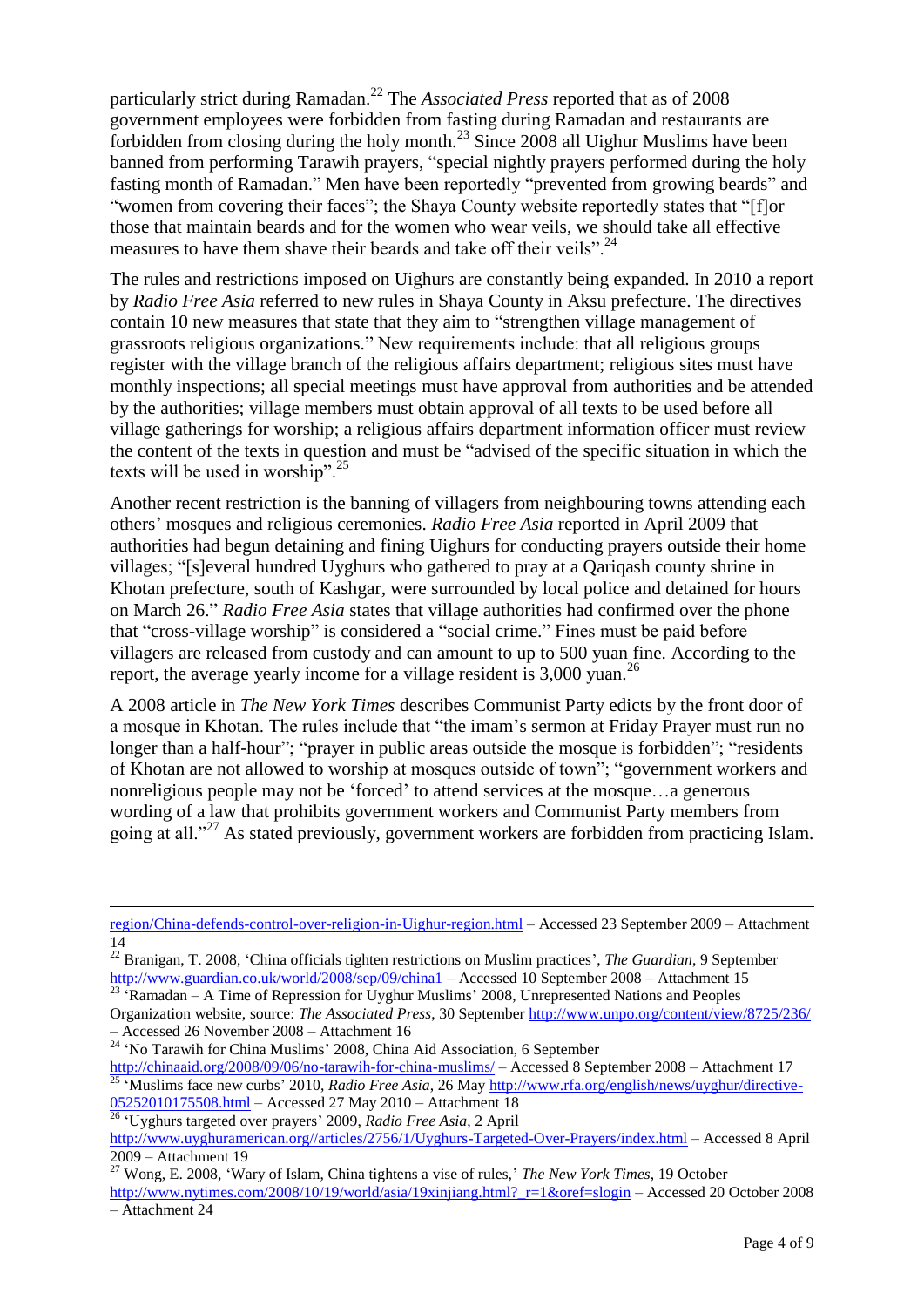particularly strict during Ramadan.[22] The *Associated Press* reported that as of 2008 government employees were forbidden from fasting during Ramadan and restaurants are forbidden from closing during the holy month.[23] Since 2008 all Uighur Muslims have been banned from performing Tarawih prayers, "special nightly prayers performed during the holy fasting month of Ramadan." Men have been reportedly "prevented from growing beards" and "women from covering their faces"; the Shaya County website reportedly states that "[f]or those that maintain beards and for the women who wear veils, we should take all effective measures to have them shave their beards and take off their veils".[24]

The rules and restrictions imposed on Uighurs are constantly being expanded. In 2010 a report by *Radio Free Asia* referred to new rules in Shaya County in Aksu prefecture. The directives contain 10 new measures that state that they aim to "strengthen village management of grassroots religious organizations." New requirements include: that all religious groups register with the village branch of the religious affairs department; religious sites must have monthly inspections; all special meetings must have approval from authorities and be attended by the authorities; village members must obtain approval of all texts to be used before all village gatherings for worship; a religious affairs department information officer must review the content of the texts in question and must be "advised of the specific situation in which the texts will be used in worship".[25]

Another recent restriction is the banning of villagers from neighbouring towns attending each others' mosques and religious ceremonies. *Radio Free Asia* reported in April 2009 that authorities had begun detaining and fining Uighurs for conducting prayers outside their home villages; "[s]everal hundred Uyghurs who gathered to pray at a Qariqash county shrine in Khotan prefecture, south of Kashgar, were surrounded by local police and detained for hours on March 26." *Radio Free Asia* states that village authorities had confirmed over the phone that "cross-village worship" is considered a "social crime." Fines must be paid before villagers are released from custody and can amount to up to 500 yuan fine. According to the report, the average yearly income for a village resident is 3,000 yuan.[26]

A 2008 article in *The New York Times* describes Communist Party edicts by the front door of a mosque in Khotan. The rules include that "the imam's sermon at Friday Prayer must run no longer than a half-hour"; "prayer in public areas outside the mosque is forbidden"; "residents of Khotan are not allowed to worship at mosques outside of town"; "government workers and nonreligious people may not be 'forced' to attend services at the mosque…a generous wording of a law that prohibits government workers and Communist Party members from going at all."[27] As stated previously, government workers are forbidden from practicing Islam.

---

region/China-defends-control-over-religion-in-Uighur-region.html – Accessed 23 September 2009 – Attachment 14

[22] Branigan, T. 2008, 'China officials tighten restrictions on Muslim practices', *The Guardian*, 9 September http://www.guardian.co.uk/world/2008/sep/09/china1 – Accessed 10 September 2008 – Attachment 15

[23] 'Ramadan – A Time of Repression for Uyghur Muslims' 2008, Unrepresented Nations and Peoples Organization website, source: *The Associated Press*, 30 September http://www.unpo.org/content/view/8725/236/ – Accessed 26 November 2008 – Attachment 16

[24] 'No Tarawih for China Muslims' 2008, China Aid Association, 6 September http://chinaaid.org/2008/09/06/no-tarawih-for-china-muslims/ – Accessed 8 September 2008 – Attachment 17

[25] 'Muslims face new curbs' 2010, *Radio Free Asia*, 26 May http://www.rfa.org/english/news/uyghur/directive-05252010175508.html – Accessed 27 May 2010 – Attachment 18

[26] 'Uyghurs targeted over prayers' 2009, *Radio Free Asia*, 2 April http://www.uyghuramerican.org//articles/2756/1/Uyghurs-Targeted-Over-Prayers/index.html – Accessed 8 April 2009 – Attachment 19

[27] Wong, E. 2008, 'Wary of Islam, China tightens a vise of rules,' *The New York Times*, 19 October http://www.nytimes.com/2008/10/19/world/asia/19xinjiang.html?_r=1&oref=slogin – Accessed 20 October 2008 – Attachment 24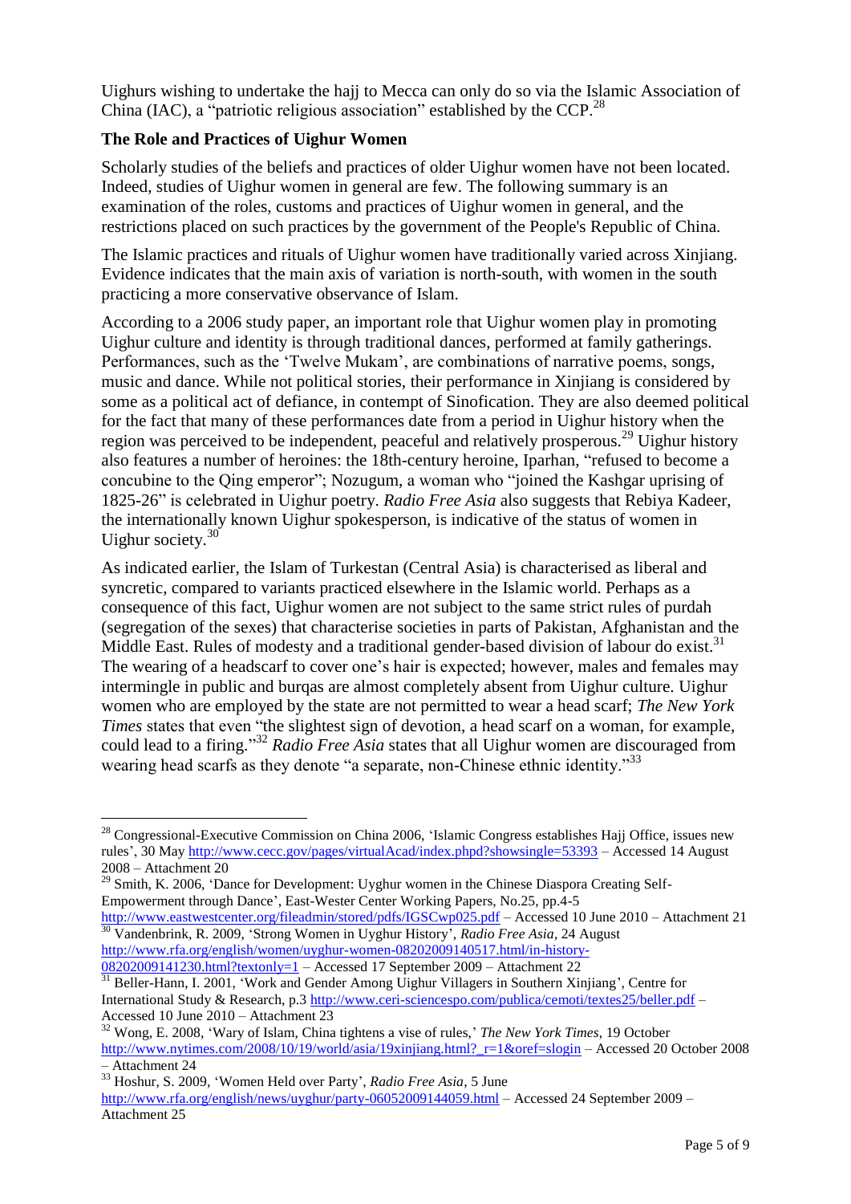Uighurs wishing to undertake the hajj to Mecca can only do so via the Islamic Association of China (IAC), a "patriotic religious association" established by the CCP.[28]

**The Role and Practices of Uighur Women**

Scholarly studies of the beliefs and practices of older Uighur women have not been located. Indeed, studies of Uighur women in general are few. The following summary is an examination of the roles, customs and practices of Uighur women in general, and the restrictions placed on such practices by the government of the People's Republic of China.

The Islamic practices and rituals of Uighur women have traditionally varied across Xinjiang. Evidence indicates that the main axis of variation is north-south, with women in the south practicing a more conservative observance of Islam.

According to a 2006 study paper, an important role that Uighur women play in promoting Uighur culture and identity is through traditional dances, performed at family gatherings. Performances, such as the 'Twelve Mukam', are combinations of narrative poems, songs, music and dance. While not political stories, their performance in Xinjiang is considered by some as a political act of defiance, in contempt of Sinofication. They are also deemed political for the fact that many of these performances date from a period in Uighur history when the region was perceived to be independent, peaceful and relatively prosperous.[29] Uighur history also features a number of heroines: the 18th-century heroine, Iparhan, "refused to become a concubine to the Qing emperor"; Nozugum, a woman who "joined the Kashgar uprising of 1825-26" is celebrated in Uighur poetry. *Radio Free Asia* also suggests that Rebiya Kadeer, the internationally known Uighur spokesperson, is indicative of the status of women in Uighur society.[30]

As indicated earlier, the Islam of Turkestan (Central Asia) is characterised as liberal and syncretic, compared to variants practiced elsewhere in the Islamic world. Perhaps as a consequence of this fact, Uighur women are not subject to the same strict rules of purdah (segregation of the sexes) that characterise societies in parts of Pakistan, Afghanistan and the Middle East. Rules of modesty and a traditional gender-based division of labour do exist.[31] The wearing of a headscarf to cover one's hair is expected; however, males and females may intermingle in public and burqas are almost completely absent from Uighur culture. Uighur women who are employed by the state are not permitted to wear a head scarf; *The New York Times* states that even "the slightest sign of devotion, a head scarf on a woman, for example, could lead to a firing."[32] *Radio Free Asia* states that all Uighur women are discouraged from wearing head scarfs as they denote "a separate, non-Chinese ethnic identity."[33]

---

[28] Congressional-Executive Commission on China 2006, 'Islamic Congress establishes Hajj Office, issues new rules', 30 May http://www.cecc.gov/pages/virtualAcad/index.phpd?showsingle=53393 – Accessed 14 August 2008 – Attachment 20

[29] Smith, K. 2006, 'Dance for Development: Uyghur women in the Chinese Diaspora Creating Self-Empowerment through Dance', East-Wester Center Working Papers, No.25, pp.4-5 http://www.eastwestcenter.org/fileadmin/stored/pdfs/IGSCwp025.pdf – Accessed 10 June 2010 – Attachment 21

[30] Vandenbrink, R. 2009, 'Strong Women in Uyghur History', *Radio Free Asia*, 24 August http://www.rfa.org/english/women/uyghur-women-08202009140517.html/in-history-08202009141230.html?textonly=1 – Accessed 17 September 2009 – Attachment 22

[31] Beller-Hann, I. 2001, 'Work and Gender Among Uighur Villagers in Southern Xinjiang', Centre for International Study & Research, p.3 http://www.ceri-sciencespo.com/publica/cemoti/textes25/beller.pdf – Accessed 10 June 2010 – Attachment 23

[32] Wong, E. 2008, 'Wary of Islam, China tightens a vise of rules,' *The New York Times*, 19 October http://www.nytimes.com/2008/10/19/world/asia/19xinjiang.html?_r=1&oref=slogin – Accessed 20 October 2008 – Attachment 24

[33] Hoshur, S. 2009, 'Women Held over Party', *Radio Free Asia*, 5 June http://www.rfa.org/english/news/uyghur/party-06052009144059.html – Accessed 24 September 2009 – Attachment 25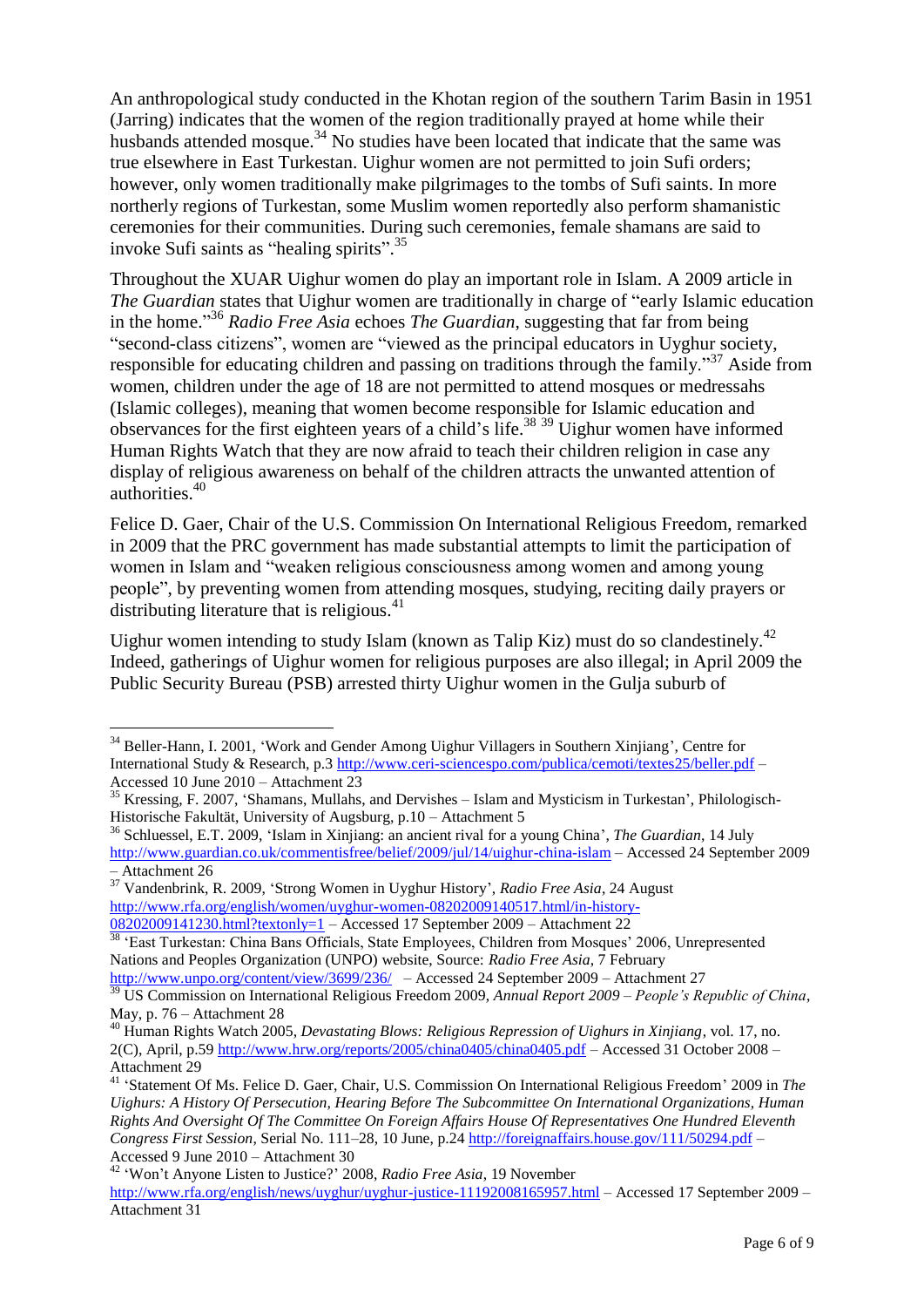An anthropological study conducted in the Khotan region of the southern Tarim Basin in 1951 (Jarring) indicates that the women of the region traditionally prayed at home while their husbands attended mosque.[34] No studies have been located that indicate that the same was true elsewhere in East Turkestan. Uighur women are not permitted to join Sufi orders; however, only women traditionally make pilgrimages to the tombs of Sufi saints. In more northerly regions of Turkestan, some Muslim women reportedly also perform shamanistic ceremonies for their communities. During such ceremonies, female shamans are said to invoke Sufi saints as "healing spirits".[35]

Throughout the XUAR Uighur women do play an important role in Islam. A 2009 article in *The Guardian* states that Uighur women are traditionally in charge of "early Islamic education in the home."[36] *Radio Free Asia* echoes *The Guardian*, suggesting that far from being "second-class citizens", women are "viewed as the principal educators in Uyghur society, responsible for educating children and passing on traditions through the family."[37] Aside from women, children under the age of 18 are not permitted to attend mosques or medressahs (Islamic colleges), meaning that women become responsible for Islamic education and observances for the first eighteen years of a child's life.[38] [39] Uighur women have informed Human Rights Watch that they are now afraid to teach their children religion in case any display of religious awareness on behalf of the children attracts the unwanted attention of authorities.[40]

Felice D. Gaer, Chair of the U.S. Commission On International Religious Freedom, remarked in 2009 that the PRC government has made substantial attempts to limit the participation of women in Islam and "weaken religious consciousness among women and among young people", by preventing women from attending mosques, studying, reciting daily prayers or distributing literature that is religious.[41]

Uighur women intending to study Islam (known as Talip Kiz) must do so clandestinely.[42] Indeed, gatherings of Uighur women for religious purposes are also illegal; in April 2009 the Public Security Bureau (PSB) arrested thirty Uighur women in the Gulja suburb of

---

[34] Beller-Hann, I. 2001, 'Work and Gender Among Uighur Villagers in Southern Xinjiang', Centre for International Study & Research, p.3 http://www.ceri-sciencespo.com/publica/cemoti/textes25/beller.pdf – Accessed 10 June 2010 – Attachment 23

[35] Kressing, F. 2007, 'Shamans, Mullahs, and Dervishes – Islam and Mysticism in Turkestan', Philologisch-Historische Fakultät, University of Augsburg, p.10 – Attachment 5

[36] Schluessel, E.T. 2009, 'Islam in Xinjiang: an ancient rival for a young China', *The Guardian*, 14 July http://www.guardian.co.uk/commentisfree/belief/2009/jul/14/uighur-china-islam – Accessed 24 September 2009 – Attachment 26

[37] Vandenbrink, R. 2009, 'Strong Women in Uyghur History', *Radio Free Asia*, 24 August http://www.rfa.org/english/women/uyghur-women-08202009140517.html/in-history-08202009141230.html?textonly=1 – Accessed 17 September 2009 – Attachment 22

[38] 'East Turkestan: China Bans Officials, State Employees, Children from Mosques' 2006, Unrepresented Nations and Peoples Organization (UNPO) website, Source: *Radio Free Asia*, 7 February http://www.unpo.org/content/view/3699/236/ – Accessed 24 September 2009 – Attachment 27

[39] US Commission on International Religious Freedom 2009, *Annual Report 2009 – People's Republic of China*, May, p. 76 – Attachment 28

[40] Human Rights Watch 2005, *Devastating Blows: Religious Repression of Uighurs in Xinjiang*, vol. 17, no. 2(C), April, p.59 http://www.hrw.org/reports/2005/china0405/china0405.pdf – Accessed 31 October 2008 – Attachment 29

[41] 'Statement Of Ms. Felice D. Gaer, Chair, U.S. Commission On International Religious Freedom' 2009 in *The Uighurs: A History Of Persecution, Hearing Before The Subcommittee On International Organizations, Human Rights And Oversight Of The Committee On Foreign Affairs House Of Representatives One Hundred Eleventh Congress First Session*, Serial No. 111–28, 10 June, p.24 http://foreignaffairs.house.gov/111/50294.pdf – Accessed 9 June 2010 – Attachment 30

[42] 'Won't Anyone Listen to Justice?' 2008, *Radio Free Asia*, 19 November http://www.rfa.org/english/news/uyghur/uyghur-justice-11192008165957.html – Accessed 17 September 2009 – Attachment 31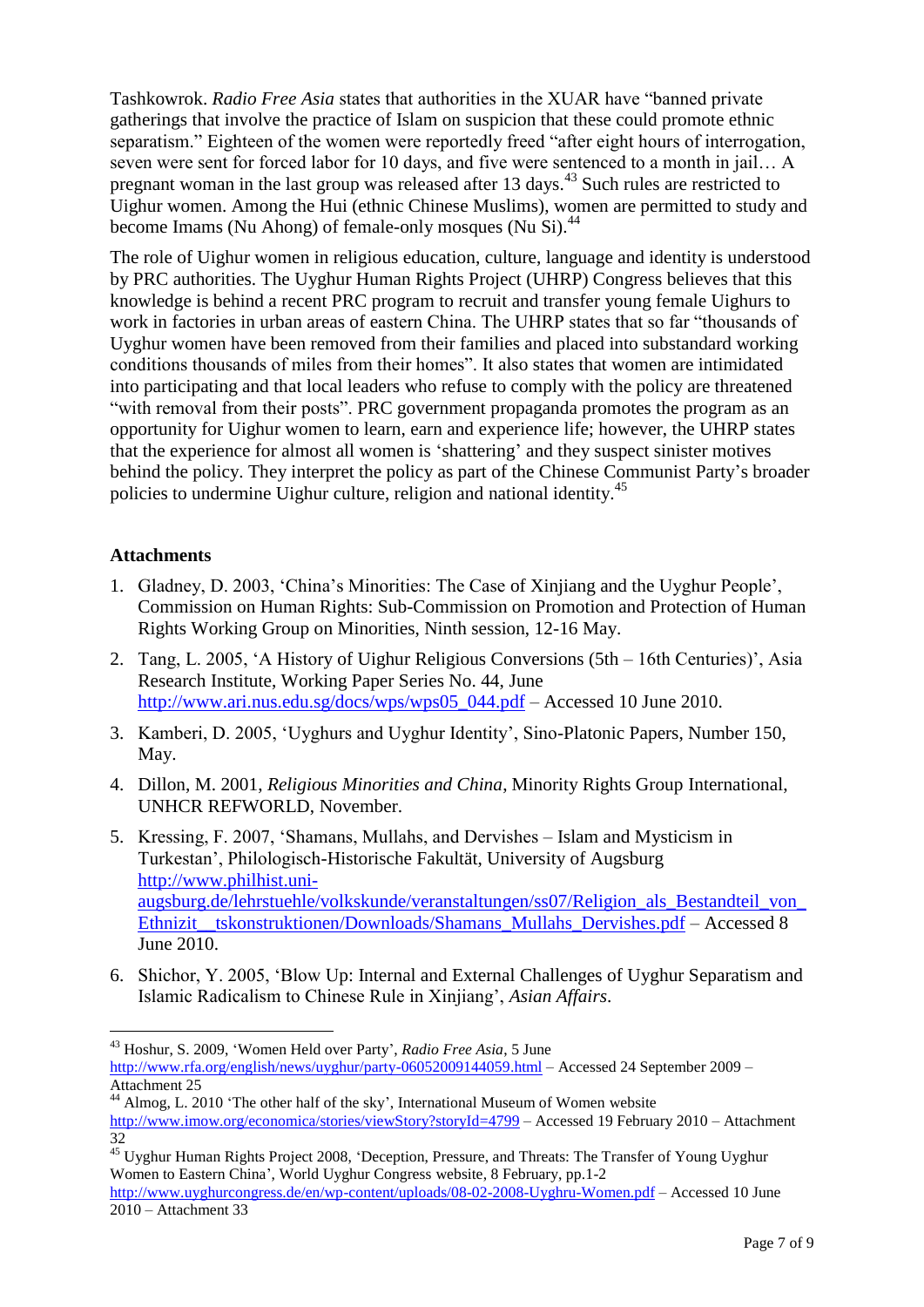Tashkowrok. *Radio Free Asia* states that authorities in the XUAR have "banned private gatherings that involve the practice of Islam on suspicion that these could promote ethnic separatism." Eighteen of the women were reportedly freed "after eight hours of interrogation, seven were sent for forced labor for 10 days, and five were sentenced to a month in jail… A pregnant woman in the last group was released after 13 days.[43] Such rules are restricted to Uighur women. Among the Hui (ethnic Chinese Muslims), women are permitted to study and become Imams (Nu Ahong) of female-only mosques (Nu Si).[44]

The role of Uighur women in religious education, culture, language and identity is understood by PRC authorities. The Uyghur Human Rights Project (UHRP) Congress believes that this knowledge is behind a recent PRC program to recruit and transfer young female Uighurs to work in factories in urban areas of eastern China. The UHRP states that so far "thousands of Uyghur women have been removed from their families and placed into substandard working conditions thousands of miles from their homes". It also states that women are intimidated into participating and that local leaders who refuse to comply with the policy are threatened "with removal from their posts". PRC government propaganda promotes the program as an opportunity for Uighur women to learn, earn and experience life; however, the UHRP states that the experience for almost all women is 'shattering' and they suspect sinister motives behind the policy. They interpret the policy as part of the Chinese Communist Party's broader policies to undermine Uighur culture, religion and national identity.[45]

**Attachments**

1. Gladney, D. 2003, 'China's Minorities: The Case of Xinjiang and the Uyghur People', Commission on Human Rights: Sub-Commission on Promotion and Protection of Human Rights Working Group on Minorities, Ninth session, 12-16 May.
2. Tang, L. 2005, 'A History of Uighur Religious Conversions (5th – 16th Centuries)', Asia Research Institute, Working Paper Series No. 44, June http://www.ari.nus.edu.sg/docs/wps/wps05_044.pdf – Accessed 10 June 2010.
3. Kamberi, D. 2005, 'Uyghurs and Uyghur Identity', Sino-Platonic Papers, Number 150, May.
4. Dillon, M. 2001, *Religious Minorities and China*, Minority Rights Group International, UNHCR REFWORLD, November.
5. Kressing, F. 2007, 'Shamans, Mullahs, and Dervishes – Islam and Mysticism in Turkestan', Philologisch-Historische Fakultät, University of Augsburg http://www.philhist.uni-augsburg.de/lehrstuehle/volkskunde/veranstaltungen/ss07/Religion_als_Bestandteil_von_Ethnizit__tskonstruktionen/Downloads/Shamans_Mullahs_Dervishes.pdf – Accessed 8 June 2010.
6. Shichor, Y. 2005, 'Blow Up: Internal and External Challenges of Uyghur Separatism and Islamic Radicalism to Chinese Rule in Xinjiang', *Asian Affairs*.

---

[43] Hoshur, S. 2009, 'Women Held over Party', *Radio Free Asia*, 5 June http://www.rfa.org/english/news/uyghur/party-06052009144059.html – Accessed 24 September 2009 – Attachment 25

[44] Almog, L. 2010 'The other half of the sky', International Museum of Women website http://www.imow.org/economica/stories/viewStory?storyId=4799 – Accessed 19 February 2010 – Attachment 32

[45] Uyghur Human Rights Project 2008, 'Deception, Pressure, and Threats: The Transfer of Young Uyghur Women to Eastern China', World Uyghur Congress website, 8 February, pp.1-2 http://www.uyghurcongress.de/en/wp-content/uploads/08-02-2008-Uyghru-Women.pdf – Accessed 10 June 2010 – Attachment 33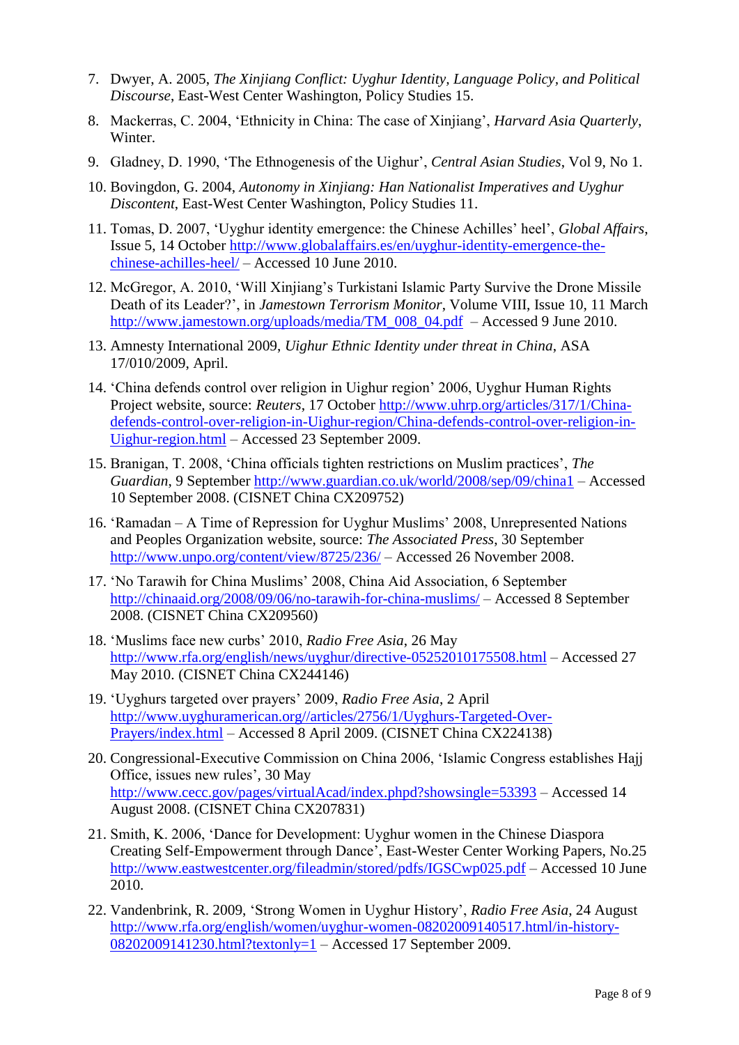7. Dwyer, A. 2005, *The Xinjiang Conflict: Uyghur Identity, Language Policy, and Political Discourse*, East-West Center Washington, Policy Studies 15.

8. Mackerras, C. 2004, 'Ethnicity in China: The case of Xinjiang', *Harvard Asia Quarterly*, Winter.

9. Gladney, D. 1990, 'The Ethnogenesis of the Uighur', *Central Asian Studies*, Vol 9, No 1.

10. Bovingdon, G. 2004, *Autonomy in Xinjiang: Han Nationalist Imperatives and Uyghur Discontent*, East-West Center Washington, Policy Studies 11.

11. Tomas, D. 2007, 'Uyghur identity emergence: the Chinese Achilles' heel', *Global Affairs*, Issue 5, 14 October http://www.globalaffairs.es/en/uyghur-identity-emergence-the-chinese-achilles-heel/ – Accessed 10 June 2010.

12. McGregor, A. 2010, 'Will Xinjiang's Turkistani Islamic Party Survive the Drone Missile Death of its Leader?', in *Jamestown Terrorism Monitor*, Volume VIII, Issue 10, 11 March http://www.jamestown.org/uploads/media/TM_008_04.pdf – Accessed 9 June 2010.

13. Amnesty International 2009, *Uighur Ethnic Identity under threat in China*, ASA 17/010/2009, April.

14. 'China defends control over religion in Uighur region' 2006, Uyghur Human Rights Project website, source: *Reuters*, 17 October http://www.uhrp.org/articles/317/1/China-defends-control-over-religion-in-Uighur-region/China-defends-control-over-religion-in-Uighur-region.html – Accessed 23 September 2009.

15. Branigan, T. 2008, 'China officials tighten restrictions on Muslim practices', *The Guardian*, 9 September http://www.guardian.co.uk/world/2008/sep/09/china1 – Accessed 10 September 2008. (CISNET China CX209752)

16. 'Ramadan – A Time of Repression for Uyghur Muslims' 2008, Unrepresented Nations and Peoples Organization website, source: *The Associated Press*, 30 September http://www.unpo.org/content/view/8725/236/ – Accessed 26 November 2008.

17. 'No Tarawih for China Muslims' 2008, China Aid Association, 6 September http://chinaaid.org/2008/09/06/no-tarawih-for-china-muslims/ – Accessed 8 September 2008. (CISNET China CX209560)

18. 'Muslims face new curbs' 2010, *Radio Free Asia*, 26 May http://www.rfa.org/english/news/uyghur/directive-05252010175508.html – Accessed 27 May 2010. (CISNET China CX244146)

19. 'Uyghurs targeted over prayers' 2009, *Radio Free Asia*, 2 April http://www.uyghuramerican.org//articles/2756/1/Uyghurs-Targeted-Over-Prayers/index.html – Accessed 8 April 2009. (CISNET China CX224138)

20. Congressional-Executive Commission on China 2006, 'Islamic Congress establishes Hajj Office, issues new rules', 30 May http://www.cecc.gov/pages/virtualAcad/index.phpd?showsingle=53393 – Accessed 14 August 2008. (CISNET China CX207831)

21. Smith, K. 2006, 'Dance for Development: Uyghur women in the Chinese Diaspora Creating Self-Empowerment through Dance', East-Wester Center Working Papers, No.25 http://www.eastwestcenter.org/fileadmin/stored/pdfs/IGSCwp025.pdf – Accessed 10 June 2010.

22. Vandenbrink, R. 2009, 'Strong Women in Uyghur History', *Radio Free Asia*, 24 August http://www.rfa.org/english/women/uyghur-women-08202009140517.html/in-history-08202009141230.html?textonly=1 – Accessed 17 September 2009.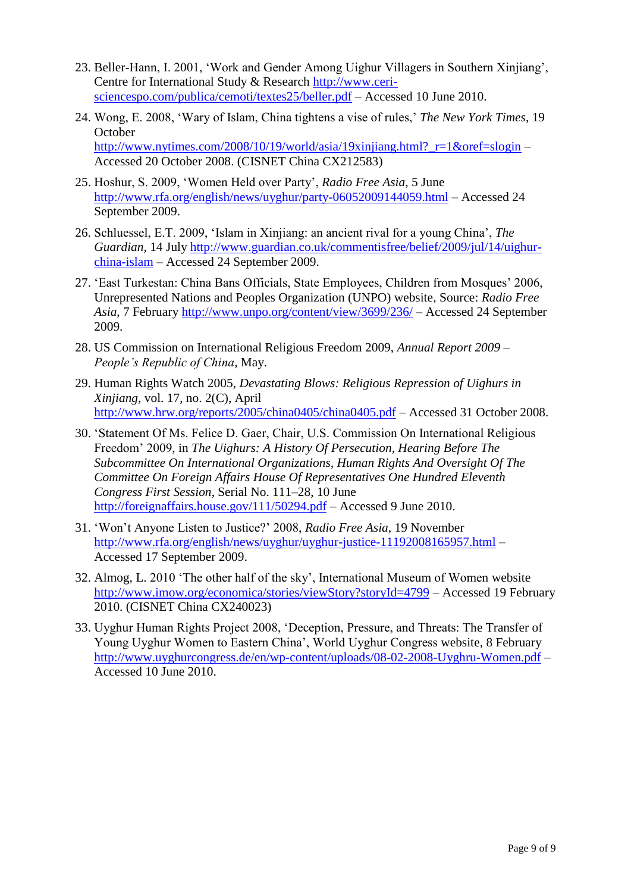23. Beller-Hann, I. 2001, 'Work and Gender Among Ughur Villagers in Southern Xinjiang', Centre for International Study & Research http://www.ceri-sciencespo.com/publica/cemoti/textes25/beller.pdf – Accessed 10 June 2010.

24. Wong, E. 2008, 'Wary of Islam, China tightens a vise of rules,' *The New York Times*, 19 October http://www.nytimes.com/2008/10/19/world/asia/19xinjiang.html?_r=1&oref=slogin – Accessed 20 October 2008. (CISNET China CX212583)

25. Hoshur, S. 2009, 'Women Held over Party', *Radio Free Asia*, 5 June http://www.rfa.org/english/news/uyghur/party-06052009144059.html – Accessed 24 September 2009.

26. Schluessel, E.T. 2009, 'Islam in Xinjiang: an ancient rival for a young China', *The Guardian*, 14 July http://www.guardian.co.uk/commentisfree/belief/2009/jul/14/uighur-china-islam – Accessed 24 September 2009.

27. 'East Turkestan: China Bans Officials, State Employees, Children from Mosques' 2006, Unrepresented Nations and Peoples Organization (UNPO) website, Source: *Radio Free Asia*, 7 February http://www.unpo.org/content/view/3699/236/ – Accessed 24 September 2009.

28. US Commission on International Religious Freedom 2009, *Annual Report 2009 – People's Republic of China*, May.

29. Human Rights Watch 2005, *Devastating Blows: Religious Repression of Uighurs in Xinjiang*, vol. 17, no. 2(C), April http://www.hrw.org/reports/2005/china0405/china0405.pdf – Accessed 31 October 2008.

30. 'Statement Of Ms. Felice D. Gaer, Chair, U.S. Commission On International Religious Freedom' 2009, in *The Uighurs: A History Of Persecution, Hearing Before The Subcommittee On International Organizations, Human Rights And Oversight Of The Committee On Foreign Affairs House Of Representatives One Hundred Eleventh Congress First Session*, Serial No. 111–28, 10 June http://foreignaffairs.house.gov/111/50294.pdf – Accessed 9 June 2010.

31. 'Won't Anyone Listen to Justice?' 2008, *Radio Free Asia*, 19 November http://www.rfa.org/english/news/uyghur/uyghur-justice-11192008165957.html – Accessed 17 September 2009.

32. Almog, L. 2010 'The other half of the sky', International Museum of Women website http://www.imow.org/economica/stories/viewStory?storyId=4799 – Accessed 19 February 2010. (CISNET China CX240023)

33. Uyghur Human Rights Project 2008, 'Deception, Pressure, and Threats: The Transfer of Young Uyghur Women to Eastern China', World Uyghur Congress website, 8 February http://www.uyghurcongress.de/en/wp-content/uploads/08-02-2008-Uyghru-Women.pdf – Accessed 10 June 2010.